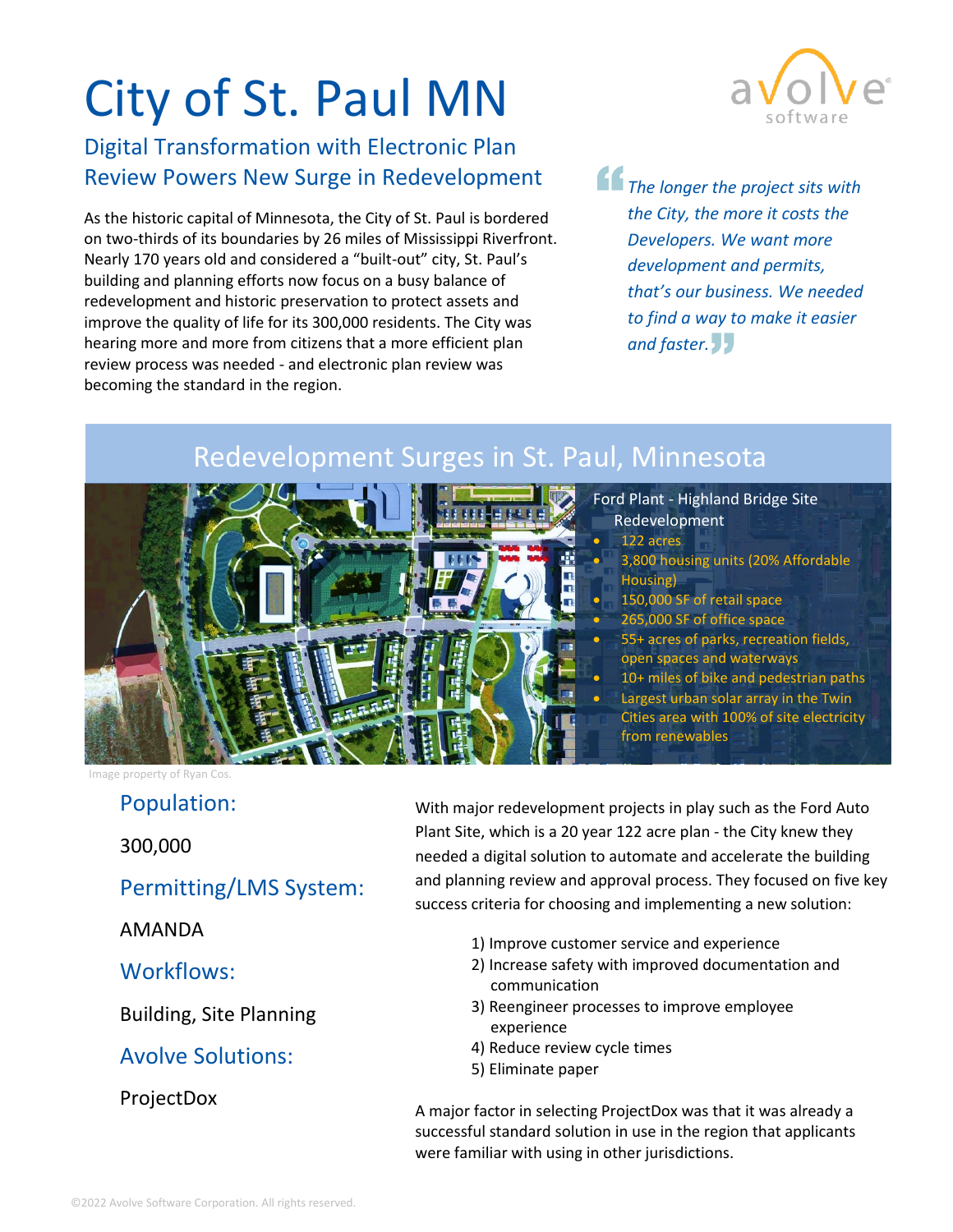# City of St. Paul MN

## Digital Transformation with Electronic Plan Review Powers New Surge in Redevelopment

As the historic capital of Minnesota, the City of St. Paul is bordered on two-thirds of its boundaries by 26 miles of Mississippi Riverfront. Nearly 170 years old and considered a "built-out" city, St. Paul's building and planning efforts now focus on a busy balance of redevelopment and historic preservation to protect assets and improve the quality of life for its 300,000 residents. The City was hearing more and more from citizens that a more efficient plan review process was needed - and electronic plan review was becoming the standard in the region.

> *The longer the project sits with the City, the more it costs the Developers. We want more development and permits, that's our business. We needed to find a way to make it easier and faster.*

## Redevelopment Surges in St. Paul, Minnesota

Ford Plant - Highland Bridge Site Redevelopment

- 122 acres
- 3,800 housing units (20% Affordable Housing)
- 150,000 SF of retail space
- 265,000 SF of office space
- 55+ acres of parks, recreation fields, open spaces and waterways
- 10+ miles of bike and pedestrian paths
- Largest urban solar array in the Twin Cities area with 100% of site electricity from renewables

Image property of Ryan Cos.

### Population:

300,000

### Permitting/LMS System:

AMANDA

### Workflows:

Building, Site Planning

### Avolve Solutions:

ProjectDox

With major redevelopment projects in play such as the Ford Auto Plant Site, which is a 20 year 122 acre plan - the City knew they needed a digital solution to automate and accelerate the building and planning review and approval process. They focused on five key success criteria for choosing and implementing a new solution:

1) Improve customer service and experience
2) Increase safety with improved documentation and communication
3) Reengineer processes to improve employee experience
4) Reduce review cycle times
5) Eliminate paper

A major factor in selecting ProjectDox was that it was already a successful standard solution in use in the region that applicants were familiar with using in other jurisdictions.

©2022 Avolve Software Corporation. All rights reserved.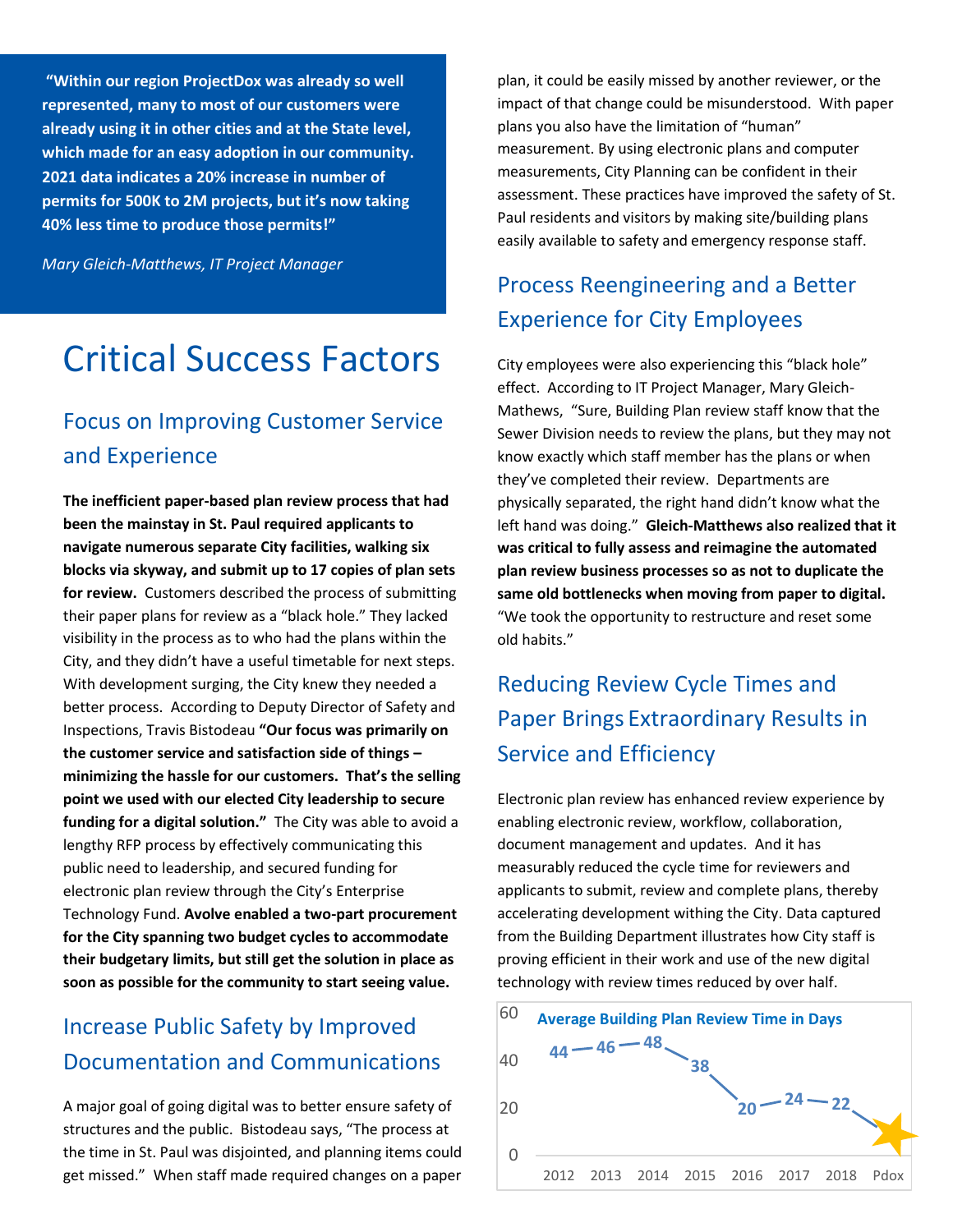**"Within our region ProjectDox was already so well represented, many to most of our customers were already using it in other cities and at the State level, which made for an easy adoption in our community. 2021 data indicates a 20% increase in number of permits for 500K to 2M projects, but it's now taking 40% less time to produce those permits!"**

*Mary Gleich-Matthews, IT Project Manager*

# Critical Success Factors

## Focus on Improving Customer Service and Experience

**The inefficient paper-based plan review process that had been the mainstay in St. Paul required applicants to navigate numerous separate City facilities, walking six blocks via skyway, and submit up to 17 copies of plan sets for review.** Customers described the process of submitting their paper plans for review as a "black hole." They lacked visibility in the process as to who had the plans within the City, and they didn't have a useful timetable for next steps. With development surging, the City knew they needed a better process. According to Deputy Director of Safety and Inspections, Travis Bistodeau **"Our focus was primarily on the customer service and satisfaction side of things – minimizing the hassle for our customers. That's the selling point we used with our elected City leadership to secure funding for a digital solution."** The City was able to avoid a lengthy RFP process by effectively communicating this public need to leadership, and secured funding for electronic plan review through the City's Enterprise Technology Fund. **Avolve enabled a two-part procurement for the City spanning two budget cycles to accommodate their budgetary limits, but still get the solution in place as soon as possible for the community to start seeing value.**

## Increase Public Safety by Improved Documentation and Communications

A major goal of going digital was to better ensure safety of structures and the public. Bistodeau says, "The process at the time in St. Paul was disjointed, and planning items could get missed." When staff made required changes on a paper plan, it could be easily missed by another reviewer, or the impact of that change could be misunderstood. With paper plans you also have the limitation of "human" measurement. By using electronic plans and computer measurements, City Planning can be confident in their assessment. These practices have improved the safety of St. Paul residents and visitors by making site/building plans easily available to safety and emergency response staff.

## Process Reengineering and a Better Experience for City Employees

City employees were also experiencing this "black hole" effect. According to IT Project Manager, Mary Gleich-Mathews, "Sure, Building Plan review staff know that the Sewer Division needs to review the plans, but they may not know exactly which staff member has the plans or when they've completed their review. Departments are physically separated, the right hand didn't know what the left hand was doing." **Gleich-Matthews also realized that it was critical to fully assess and reimagine the automated plan review business processes so as not to duplicate the same old bottlenecks when moving from paper to digital.** "We took the opportunity to restructure and reset some old habits."

## Reducing Review Cycle Times and Paper Brings Extraordinary Results in Service and Efficiency

Electronic plan review has enhanced review experience by enabling electronic review, workflow, collaboration, document management and updates. And it has measurably reduced the cycle time for reviewers and applicants to submit, review and complete plans, thereby accelerating development withing the City. Data captured from the Building Department illustrates how City staff is proving efficient in their work and use of the new digital technology with review times reduced by over half.

Average Building Plan Review Time in Days

60
40
20
0

44 46 48 38 20 24 22

2012 2013 2014 2015 2016 2017 2018 Pdox